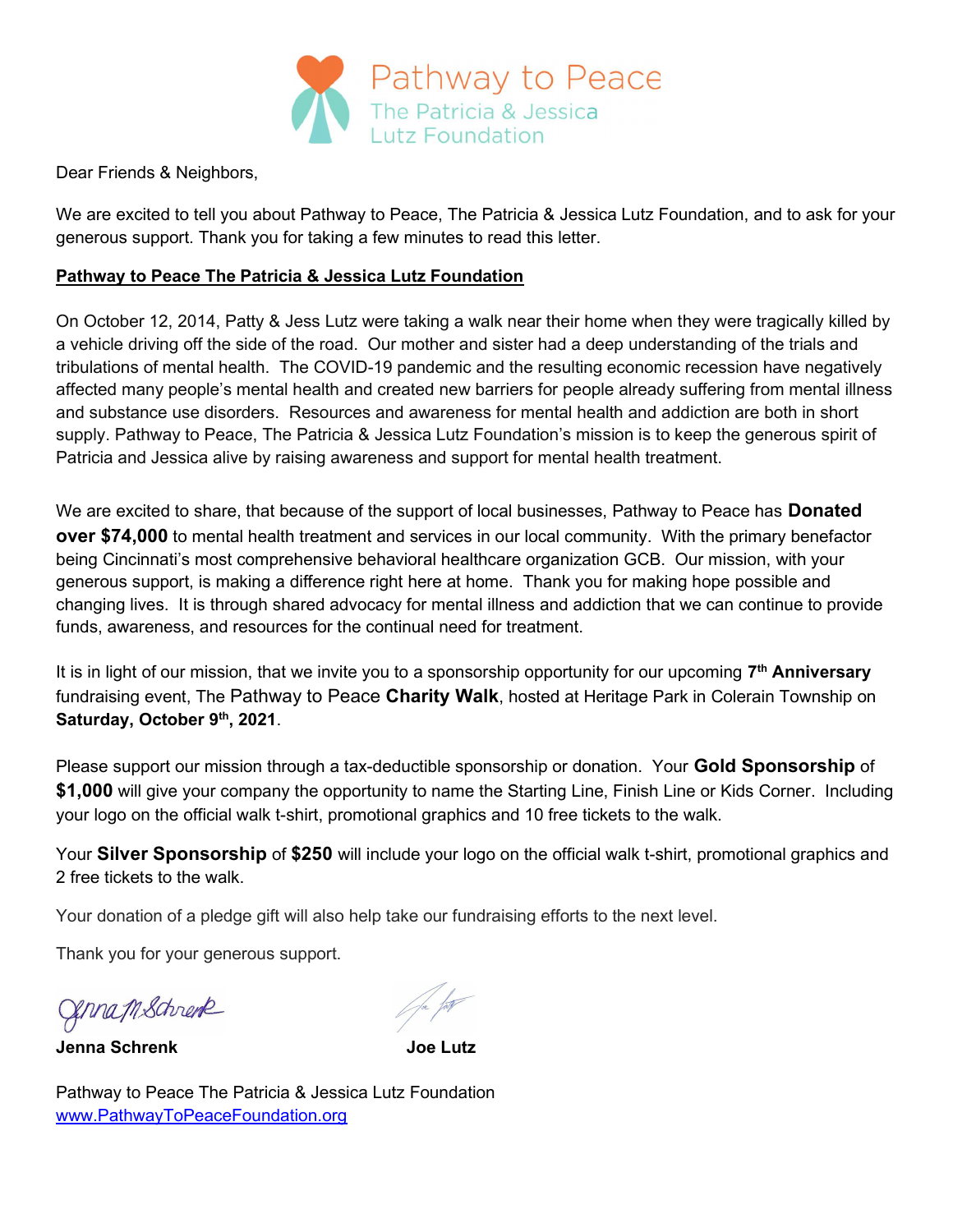Pathway to Peace
The Patricia & Jessica Lutz Foundation

Dear Friends & Neighbors,

We are excited to tell you about Pathway to Peace, The Patricia & Jessica Lutz Foundation, and to ask for your generous support. Thank you for taking a few minutes to read this letter.

**Pathway to Peace The Patricia & Jessica Lutz Foundation**

On October 12, 2014, Patty & Jess Lutz were taking a walk near their home when they were tragically killed by a vehicle driving off the side of the road. Our mother and sister had a deep understanding of the trials and tribulations of mental health. The COVID-19 pandemic and the resulting economic recession have negatively affected many people's mental health and created new barriers for people already suffering from mental illness and substance use disorders. Resources and awareness for mental health and addiction are both in short supply. Pathway to Peace, The Patricia & Jessica Lutz Foundation's mission is to keep the generous spirit of Patricia and Jessica alive by raising awareness and support for mental health treatment.

We are excited to share, that because of the support of local businesses, Pathway to Peace has **Donated over $74,000** to mental health treatment and services in our local community. With the primary benefactor being Cincinnati's most comprehensive behavioral healthcare organization GCB. Our mission, with your generous support, is making a difference right here at home. Thank you for making hope possible and changing lives. It is through shared advocacy for mental illness and addiction that we can continue to provide funds, awareness, and resources for the continual need for treatment.

It is in light of our mission, that we invite you to a sponsorship opportunity for our upcoming **7th Anniversary** fundraising event, The Pathway to Peace **Charity Walk**, hosted at Heritage Park in Colerain Township on **Saturday, October 9th, 2021**.

Please support our mission through a tax-deductible sponsorship or donation. Your **Gold Sponsorship** of **$1,000** will give your company the opportunity to name the Starting Line, Finish Line or Kids Corner. Including your logo on the official walk t-shirt, promotional graphics and 10 free tickets to the walk.

Your **Silver Sponsorship** of **$250** will include your logo on the official walk t-shirt, promotional graphics and 2 free tickets to the walk.

Your donation of a pledge gift will also help take our fundraising efforts to the next level.

Thank you for your generous support.

**Jenna Schrenk** **Joe Lutz**

Pathway to Peace The Patricia & Jessica Lutz Foundation
www.PathwayToPeaceFoundation.org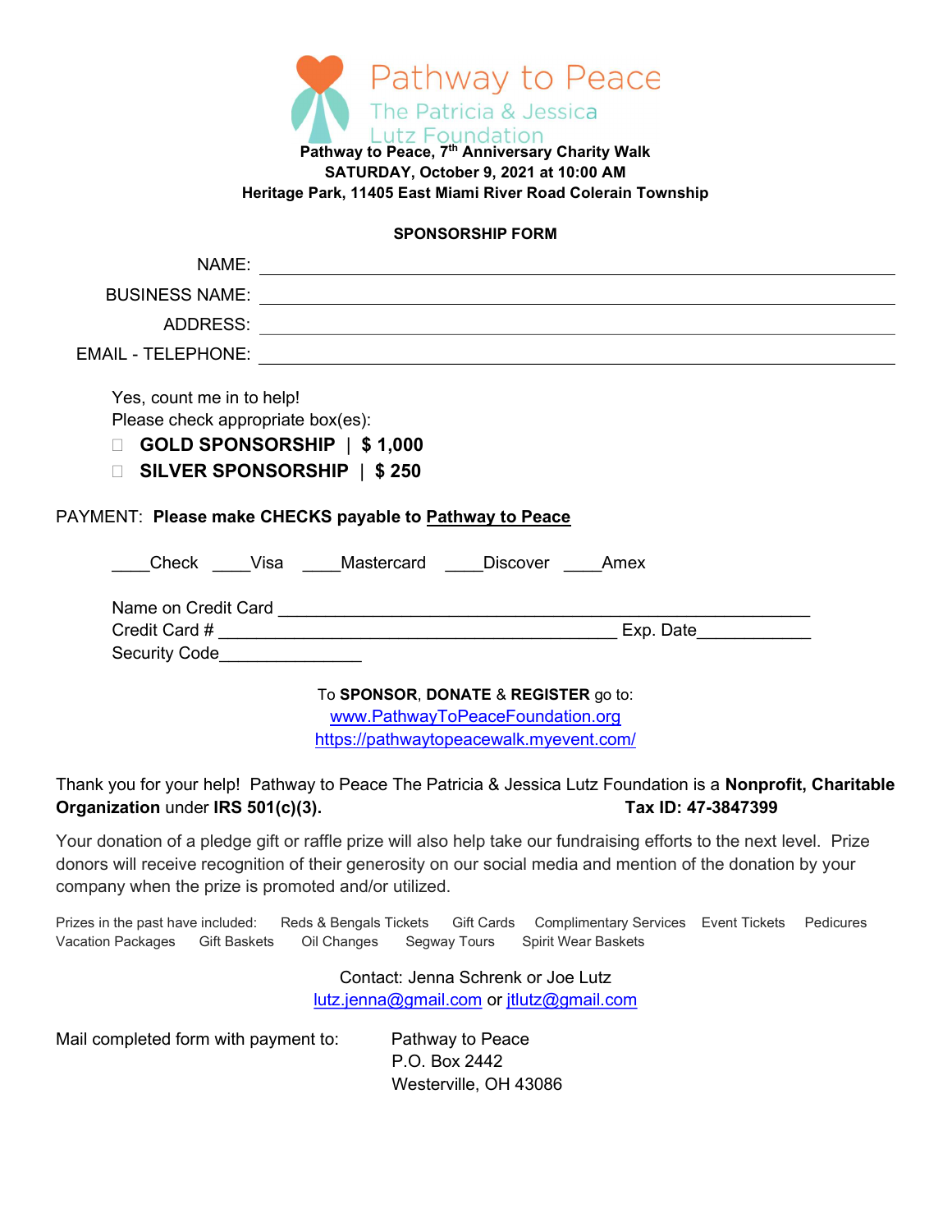Pathway to Peace

The Patricia & Jessica Lutz Foundation

**Pathway to Peace, 7th Anniversary Charity Walk**
**SATURDAY, October 9, 2021 at 10:00 AM**
**Heritage Park, 11405 East Miami River Road Colerain Township**

## SPONSORSHIP FORM

NAME: ______________________________

BUSINESS NAME: ______________________________

ADDRESS: ______________________________

EMAIL - TELEPHONE: ______________________________

Yes, count me in to help!
Please check appropriate box(es):

- ☐ **GOLD SPONSORSHIP | $ 1,000**
- ☐ **SILVER SPONSORSHIP | $ 250**

PAYMENT: **Please make CHECKS payable to Pathway to Peace**

____Check ____Visa ____Mastercard ____Discover ____Amex

Name on Credit Card ______________________________
Credit Card # ______________________________ Exp. Date____________
Security Code_______________

To **SPONSOR**, **DONATE** & **REGISTER** go to:
www.PathwayToPeaceFoundation.org
https://pathwaytopeacewalk.myevent.com/

Thank you for your help! Pathway to Peace The Patricia & Jessica Lutz Foundation is a **Nonprofit, Charitable Organization** under **IRS 501(c)(3).** **Tax ID: 47-3847399**

Your donation of a pledge gift or raffle prize will also help take our fundraising efforts to the next level. Prize donors will receive recognition of their generosity on our social media and mention of the donation by your company when the prize is promoted and/or utilized.

Prizes in the past have included: Reds & Bengals Tickets Gift Cards Complimentary Services Event Tickets Pedicures Vacation Packages Gift Baskets Oil Changes Segway Tours Spirit Wear Baskets

Contact: Jenna Schrenk or Joe Lutz
lutz.jenna@gmail.com or jtlutz@gmail.com

Mail completed form with payment to:

Pathway to Peace
P.O. Box 2442
Westerville, OH 43086